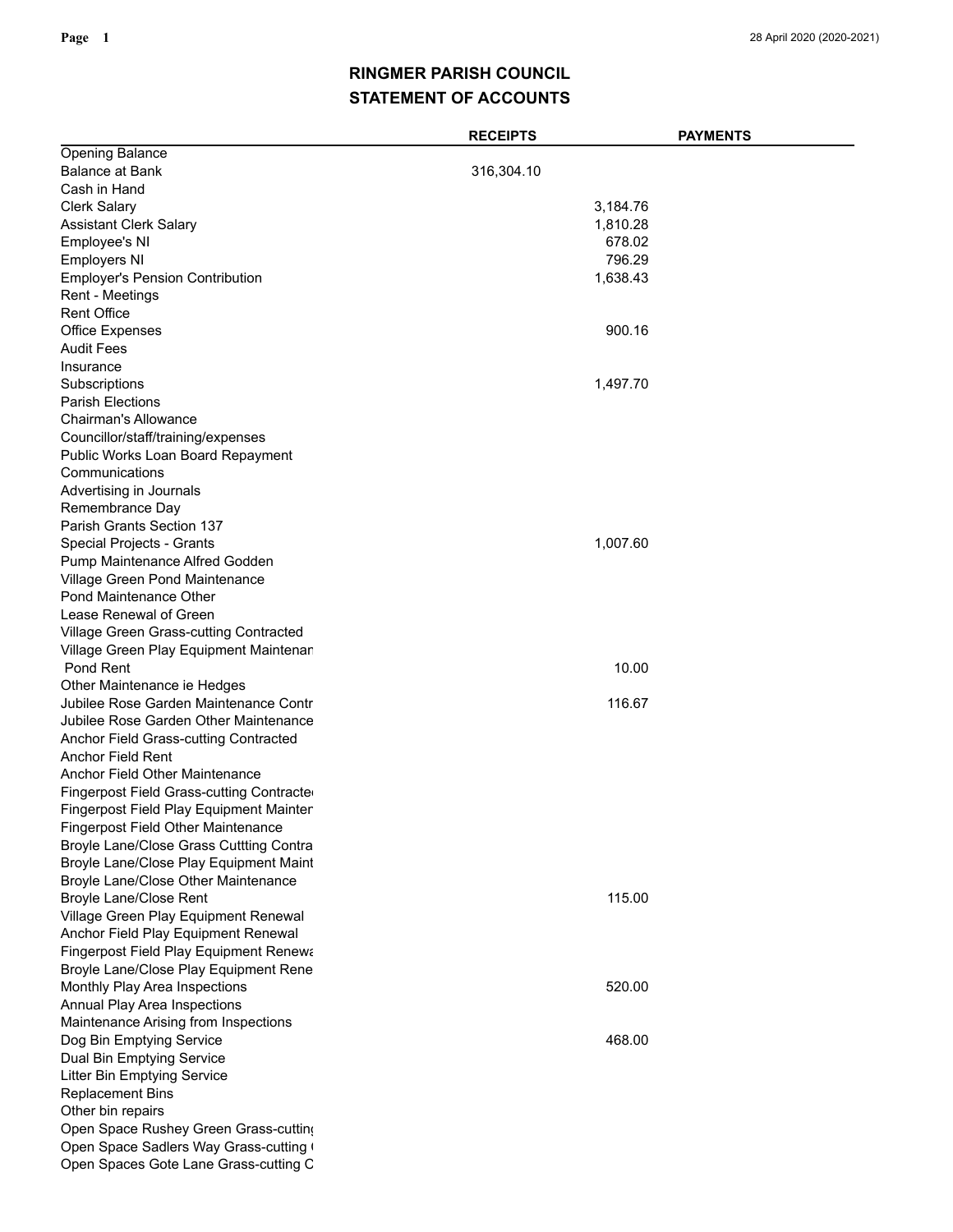# RINGMER PARISH COUNCIL
## STATEMENT OF ACCOUNTS

| | RECEIPTS | PAYMENTS |
|---|---|---|
| Opening Balance | | |
| Balance at Bank | 316,304.10 | |
| Cash in Hand | | |
| Clerk Salary | | 3,184.76 |
| Assistant Clerk Salary | | 1,810.28 |
| Employee's NI | | 678.02 |
| Employers NI | | 796.29 |
| Employer's Pension Contribution | | 1,638.43 |
| Rent - Meetings | | |
| Rent Office | | |
| Office Expenses | | 900.16 |
| Audit Fees | | |
| Insurance | | |
| Subscriptions | | 1,497.70 |
| Parish Elections | | |
| Chairman's Allowance | | |
| Councillor/staff/training/expenses | | |
| Public Works Loan Board Repayment | | |
| Communications | | |
| Advertising in Journals | | |
| Remembrance Day | | |
| Parish Grants Section 137 | | |
| Special Projects - Grants | | 1,007.60 |
| Pump Maintenance Alfred Godden | | |
| Village Green Pond Maintenance | | |
| Pond Maintenance Other | | |
| Lease Renewal of Green | | |
| Village Green Grass-cutting Contracted | | |
| Village Green Play Equipment Maintenan | | |
| Pond Rent | | 10.00 |
| Other Maintenance ie Hedges | | |
| Jubilee Rose Garden Maintenance Contr | | 116.67 |
| Jubilee Rose Garden Other Maintenance | | |
| Anchor Field Grass-cutting Contracted | | |
| Anchor Field Rent | | |
| Anchor Field Other Maintenance | | |
| Fingerpost Field Grass-cutting Contracte | | |
| Fingerpost Field Play Equipment Mainter | | |
| Fingerpost Field Other Maintenance | | |
| Broyle Lane/Close Grass Cuttting Contra | | |
| Broyle Lane/Close Play Equipment Maint | | |
| Broyle Lane/Close Other Maintenance | | |
| Broyle Lane/Close Rent | | 115.00 |
| Village Green Play Equipment Renewal | | |
| Anchor Field Play Equipment Renewal | | |
| Fingerpost Field Play Equipment Renewa | | |
| Broyle Lane/Close Play Equipment Rene | | |
| Monthly Play Area Inspections | | 520.00 |
| Annual Play Area Inspections | | |
| Maintenance Arising from Inspections | | |
| Dog Bin Emptying Service | | 468.00 |
| Dual Bin Emptying Service | | |
| Litter Bin Emptying Service | | |
| Replacement Bins | | |
| Other bin repairs | | |
| Open Space Rushey Green Grass-cutting | | |
| Open Space Sadlers Way Grass-cutting ( | | |
| Open Spaces Gote Lane Grass-cutting C | | |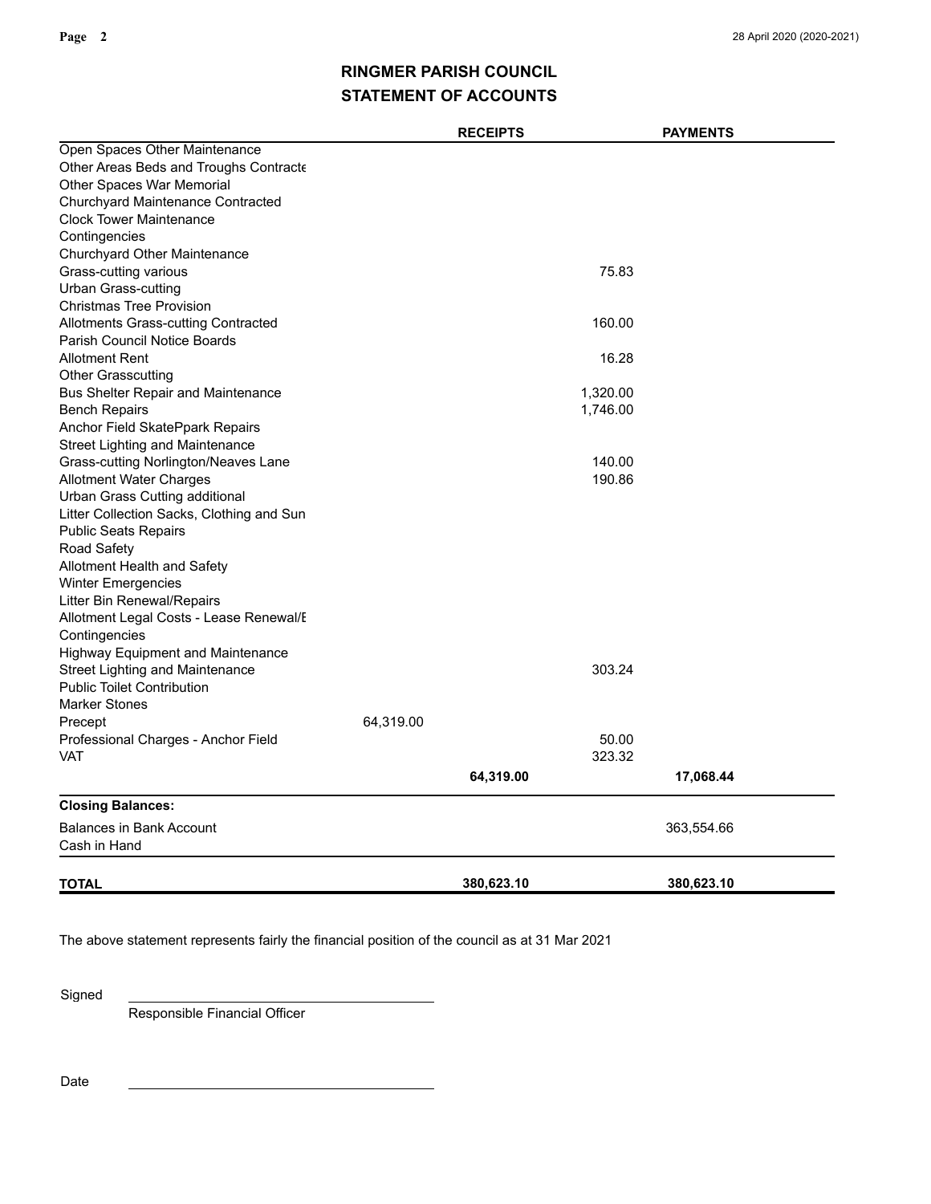# RINGMER PARISH COUNCIL
## STATEMENT OF ACCOUNTS

| | | RECEIPTS | | PAYMENTS |
|---|---|---|---|---|
| Open Spaces Other Maintenance | | | | |
| Other Areas Beds and Troughs Contracte | | | | |
| Other Spaces War Memorial | | | | |
| Churchyard Maintenance Contracted | | | | |
| Clock Tower Maintenance | | | | |
| Contingencies | | | | |
| Churchyard Other Maintenance | | | | |
| Grass-cutting various | | | 75.83 | |
| Urban Grass-cutting | | | | |
| Christmas Tree Provision | | | | |
| Allotments Grass-cutting Contracted | | | 160.00 | |
| Parish Council Notice Boards | | | | |
| Allotment Rent | | | 16.28 | |
| Other Grasscutting | | | | |
| Bus Shelter Repair and Maintenance | | | 1,320.00 | |
| Bench Repairs | | | 1,746.00 | |
| Anchor Field SkatePpark Repairs | | | | |
| Street Lighting and Maintenance | | | | |
| Grass-cutting Norlington/Neaves Lane | | | 140.00 | |
| Allotment Water Charges | | | 190.86 | |
| Urban Grass Cutting additional | | | | |
| Litter Collection Sacks, Clothing and Sun | | | | |
| Public Seats Repairs | | | | |
| Road Safety | | | | |
| Allotment Health and Safety | | | | |
| Winter Emergencies | | | | |
| Litter Bin Renewal/Repairs | | | | |
| Allotment Legal Costs - Lease Renewal/E | | | | |
| Contingencies | | | | |
| Highway Equipment and Maintenance | | | | |
| Street Lighting and Maintenance | | | 303.24 | |
| Public Toilet Contribution | | | | |
| Marker Stones | | | | |
| Precept | 64,319.00 | | | |
| Professional Charges - Anchor Field | | | 50.00 | |
| VAT | | | 323.32 | |
| | | **64,319.00** | | **17,068.44** |
| **Closing Balances:** | | | | |
| Balances in Bank Account | | | | 363,554.66 |
| Cash in Hand | | | | |
| **TOTAL** | | **380,623.10** | | **380,623.10** |

The above statement represents fairly the financial position of the council as at 31 Mar 2021

Signed ______________________________
Responsible Financial Officer

Date ______________________________